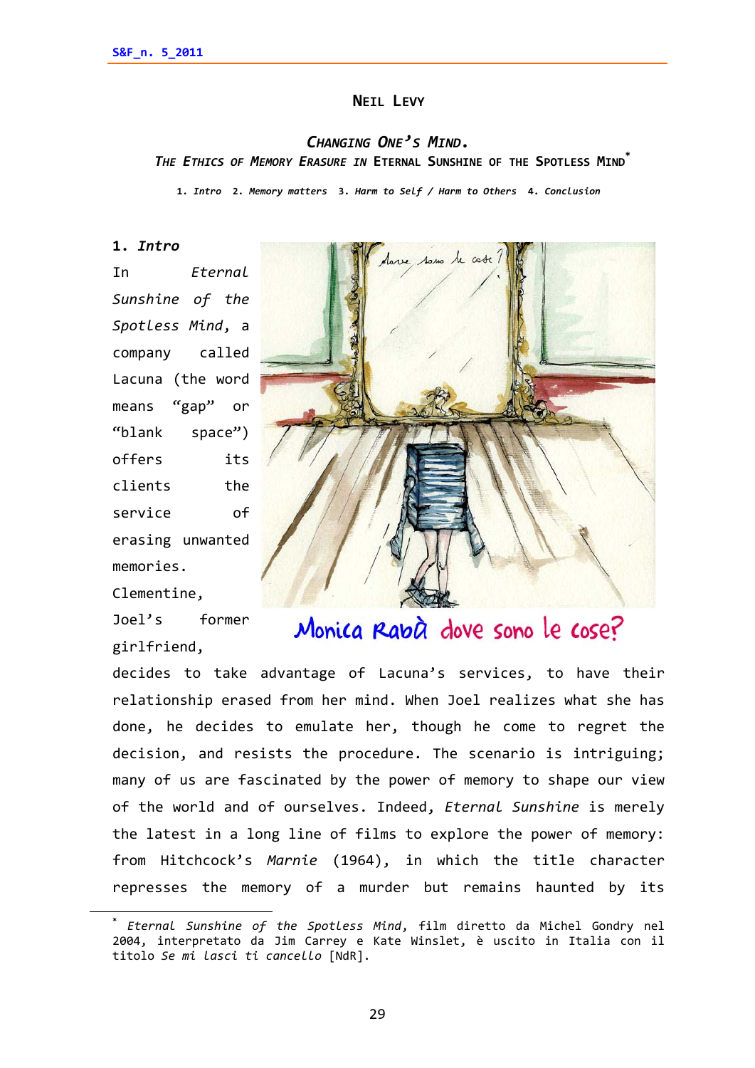# Neil Levy

## *Changing One's Mind.*
## *The Ethics of Memory Erasure in* Eternal Sunshine of the Spotless Mind[*]

1. *Intro* 2. *Memory matters* 3. *Harm to Self / Harm to Others* 4. *Conclusion*

### 1. *Intro*

Monica Rabà dove sono le cose?

In *Eternal Sunshine of the Spotless Mind*, a company called Lacuna (the word means "gap" or "blank space") offers its clients the service of erasing unwanted memories. Clementine, Joel's former girlfriend, decides to take advantage of Lacuna's services, to have their relationship erased from her mind. When Joel realizes what she has done, he decides to emulate her, though he come to regret the decision, and resists the procedure. The scenario is intriguing; many of us are fascinated by the power of memory to shape our view of the world and of ourselves. Indeed, *Eternal Sunshine* is merely the latest in a long line of films to explore the power of memory: from Hitchcock's *Marnie* (1964), in which the title character represses the memory of a murder but remains haunted by its

---

[*] *Eternal Sunshine of the Spotless Mind*, film diretto da Michel Gondry nel 2004, interpretato da Jim Carrey e Kate Winslet, è uscito in Italia con il titolo *Se mi lasci ti cancello* [NdR].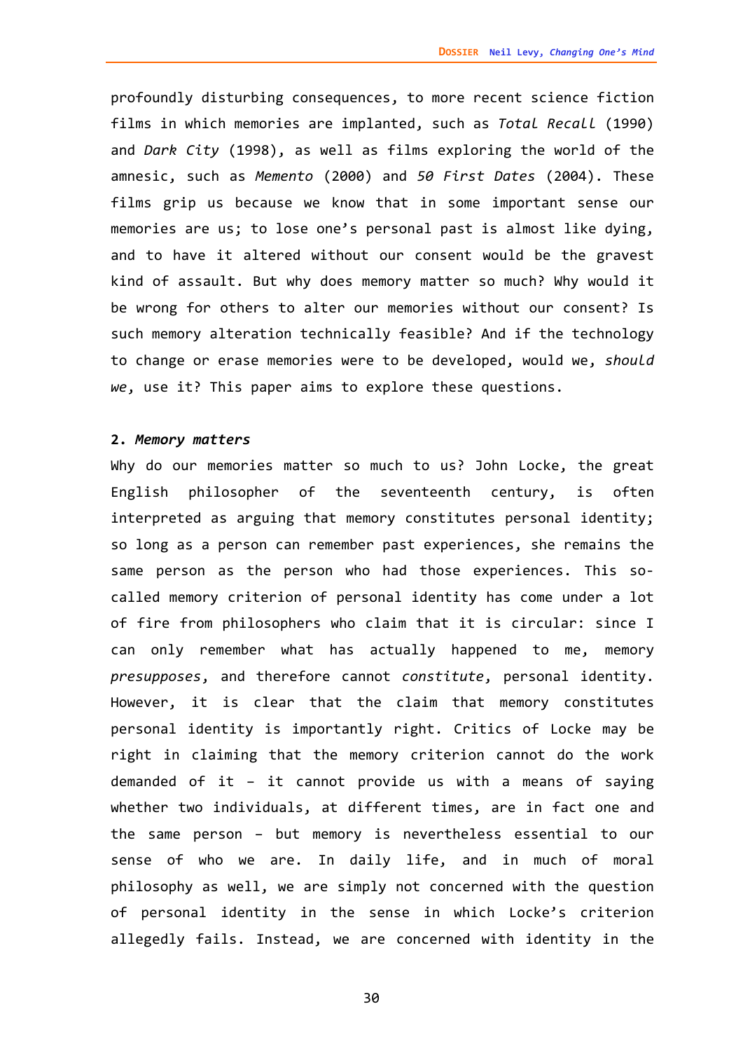profoundly disturbing consequences, to more recent science fiction films in which memories are implanted, such as *Total Recall* (1990) and *Dark City* (1998), as well as films exploring the world of the amnesic, such as *Memento* (2000) and *50 First Dates* (2004). These films grip us because we know that in some important sense our memories are us; to lose one's personal past is almost like dying, and to have it altered without our consent would be the gravest kind of assault. But why does memory matter so much? Why would it be wrong for others to alter our memories without our consent? Is such memory alteration technically feasible? And if the technology to change or erase memories were to be developed, would we, *should we*, use it? This paper aims to explore these questions.

## 2. *Memory matters*

Why do our memories matter so much to us? John Locke, the great English philosopher of the seventeenth century, is often interpreted as arguing that memory constitutes personal identity; so long as a person can remember past experiences, she remains the same person as the person who had those experiences. This so-called memory criterion of personal identity has come under a lot of fire from philosophers who claim that it is circular: since I can only remember what has actually happened to me, memory *presupposes*, and therefore cannot *constitute*, personal identity. However, it is clear that the claim that memory constitutes personal identity is importantly right. Critics of Locke may be right in claiming that the memory criterion cannot do the work demanded of it – it cannot provide us with a means of saying whether two individuals, at different times, are in fact one and the same person – but memory is nevertheless essential to our sense of who we are. In daily life, and in much of moral philosophy as well, we are simply not concerned with the question of personal identity in the sense in which Locke's criterion allegedly fails. Instead, we are concerned with identity in the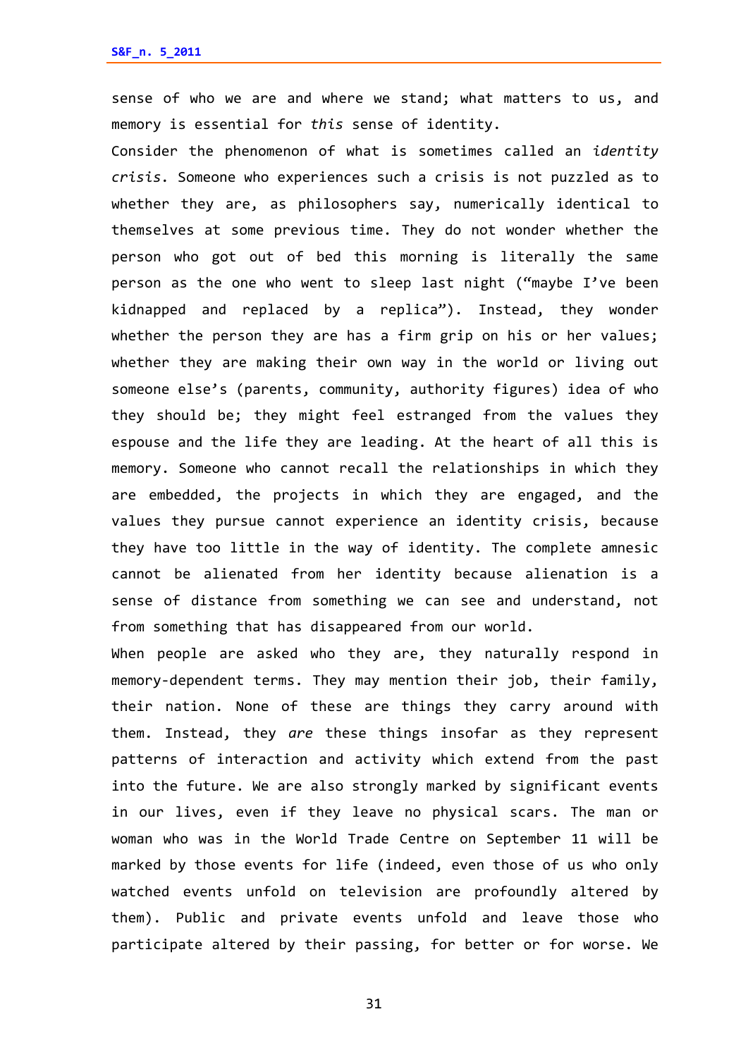sense of who we are and where we stand; what matters to us, and memory is essential for *this* sense of identity.

Consider the phenomenon of what is sometimes called an *identity crisis*. Someone who experiences such a crisis is not puzzled as to whether they are, as philosophers say, numerically identical to themselves at some previous time. They do not wonder whether the person who got out of bed this morning is literally the same person as the one who went to sleep last night ("maybe I've been kidnapped and replaced by a replica"). Instead, they wonder whether the person they are has a firm grip on his or her values; whether they are making their own way in the world or living out someone else's (parents, community, authority figures) idea of who they should be; they might feel estranged from the values they espouse and the life they are leading. At the heart of all this is memory. Someone who cannot recall the relationships in which they are embedded, the projects in which they are engaged, and the values they pursue cannot experience an identity crisis, because they have too little in the way of identity. The complete amnesic cannot be alienated from her identity because alienation is a sense of distance from something we can see and understand, not from something that has disappeared from our world.

When people are asked who they are, they naturally respond in memory-dependent terms. They may mention their job, their family, their nation. None of these are things they carry around with them. Instead, they *are* these things insofar as they represent patterns of interaction and activity which extend from the past into the future. We are also strongly marked by significant events in our lives, even if they leave no physical scars. The man or woman who was in the World Trade Centre on September 11 will be marked by those events for life (indeed, even those of us who only watched events unfold on television are profoundly altered by them). Public and private events unfold and leave those who participate altered by their passing, for better or for worse. We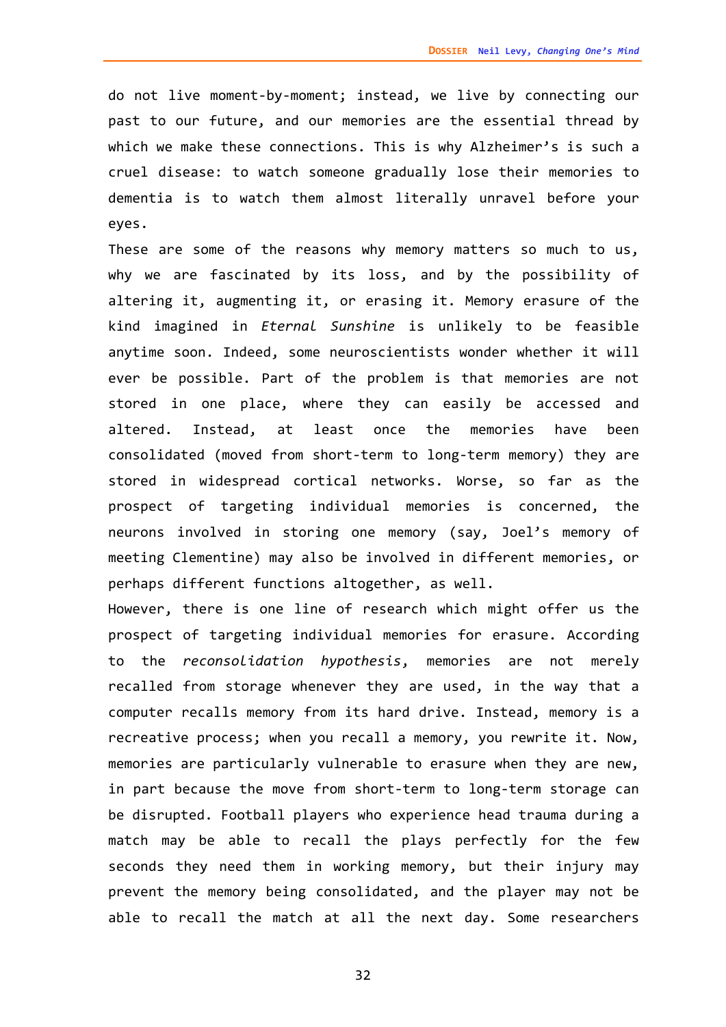do not live moment-by-moment; instead, we live by connecting our past to our future, and our memories are the essential thread by which we make these connections. This is why Alzheimer's is such a cruel disease: to watch someone gradually lose their memories to dementia is to watch them almost literally unravel before your eyes.

These are some of the reasons why memory matters so much to us, why we are fascinated by its loss, and by the possibility of altering it, augmenting it, or erasing it. Memory erasure of the kind imagined in *Eternal Sunshine* is unlikely to be feasible anytime soon. Indeed, some neuroscientists wonder whether it will ever be possible. Part of the problem is that memories are not stored in one place, where they can easily be accessed and altered. Instead, at least once the memories have been consolidated (moved from short-term to long-term memory) they are stored in widespread cortical networks. Worse, so far as the prospect of targeting individual memories is concerned, the neurons involved in storing one memory (say, Joel's memory of meeting Clementine) may also be involved in different memories, or perhaps different functions altogether, as well.

However, there is one line of research which might offer us the prospect of targeting individual memories for erasure. According to the *reconsolidation hypothesis*, memories are not merely recalled from storage whenever they are used, in the way that a computer recalls memory from its hard drive. Instead, memory is a recreative process; when you recall a memory, you rewrite it. Now, memories are particularly vulnerable to erasure when they are new, in part because the move from short-term to long-term storage can be disrupted. Football players who experience head trauma during a match may be able to recall the plays perfectly for the few seconds they need them in working memory, but their injury may prevent the memory being consolidated, and the player may not be able to recall the match at all the next day. Some researchers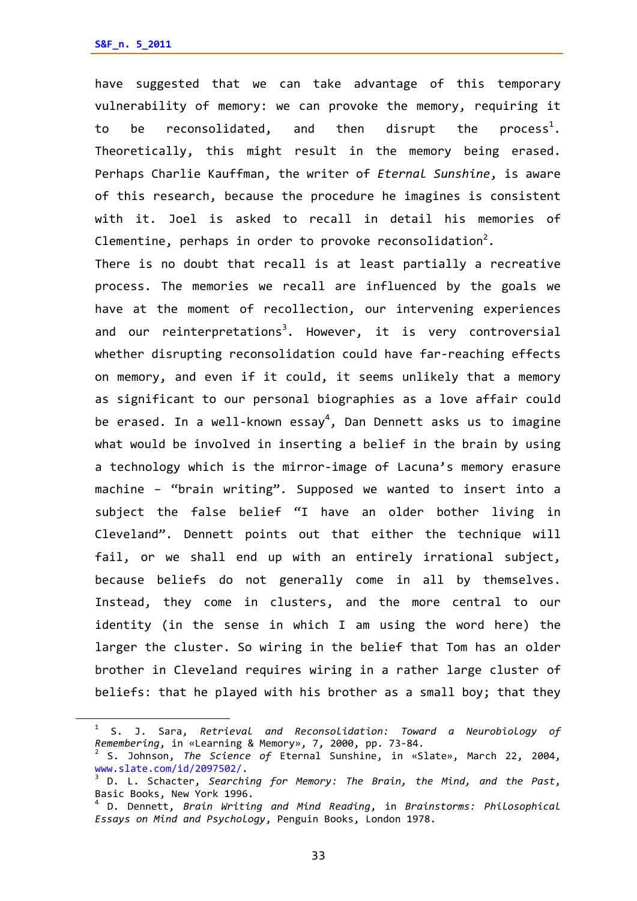have suggested that we can take advantage of this temporary vulnerability of memory: we can provoke the memory, requiring it to be reconsolidated, and then disrupt the process[1]. Theoretically, this might result in the memory being erased. Perhaps Charlie Kauffman, the writer of *Eternal Sunshine*, is aware of this research, because the procedure he imagines is consistent with it. Joel is asked to recall in detail his memories of Clementine, perhaps in order to provoke reconsolidation[2].

There is no doubt that recall is at least partially a recreative process. The memories we recall are influenced by the goals we have at the moment of recollection, our intervening experiences and our reinterpretations[3]. However, it is very controversial whether disrupting reconsolidation could have far-reaching effects on memory, and even if it could, it seems unlikely that a memory as significant to our personal biographies as a love affair could be erased. In a well-known essay[4], Dan Dennett asks us to imagine what would be involved in inserting a belief in the brain by using a technology which is the mirror-image of Lacuna's memory erasure machine – "brain writing". Supposed we wanted to insert into a subject the false belief "I have an older bother living in Cleveland". Dennett points out that either the technique will fail, or we shall end up with an entirely irrational subject, because beliefs do not generally come in all by themselves. Instead, they come in clusters, and the more central to our identity (in the sense in which I am using the word here) the larger the cluster. So wiring in the belief that Tom has an older brother in Cleveland requires wiring in a rather large cluster of beliefs: that he played with his brother as a small boy; that they

---

[1] S. J. Sara, *Retrieval and Reconsolidation: Toward a Neurobiology of Remembering*, in «Learning & Memory», 7, 2000, pp. 73-84.

[2] S. Johnson, *The Science of* Eternal Sunshine, in «Slate», March 22, 2004, www.slate.com/id/2097502/.

[3] D. L. Schacter, *Searching for Memory: The Brain, the Mind, and the Past*, Basic Books, New York 1996.

[4] D. Dennett, *Brain Writing and Mind Reading*, in *Brainstorms: Philosophical Essays on Mind and Psychology*, Penguin Books, London 1978.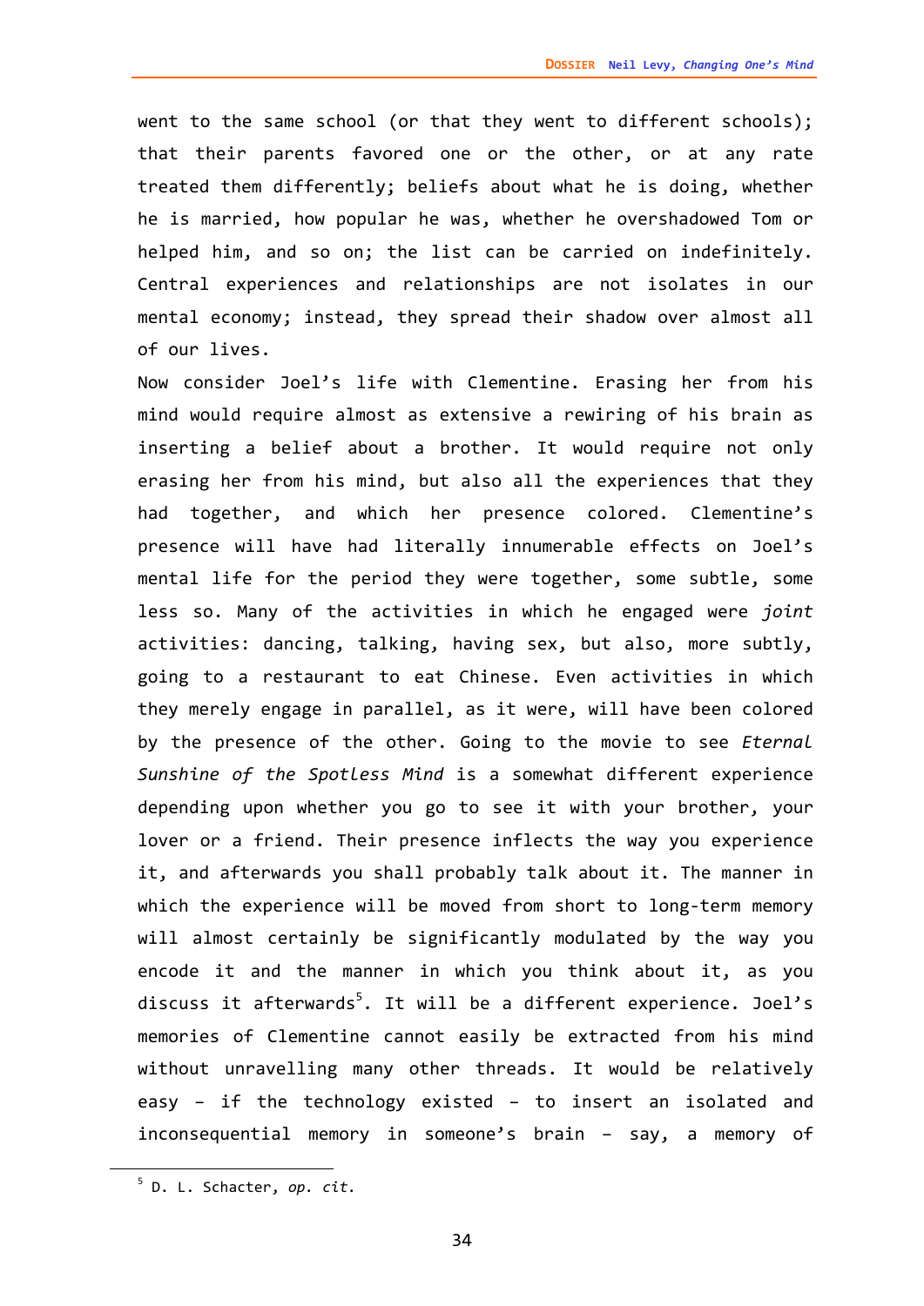went to the same school (or that they went to different schools); that their parents favored one or the other, or at any rate treated them differently; beliefs about what he is doing, whether he is married, how popular he was, whether he overshadowed Tom or helped him, and so on; the list can be carried on indefinitely. Central experiences and relationships are not isolates in our mental economy; instead, they spread their shadow over almost all of our lives.

Now consider Joel's life with Clementine. Erasing her from his mind would require almost as extensive a rewiring of his brain as inserting a belief about a brother. It would require not only erasing her from his mind, but also all the experiences that they had together, and which her presence colored. Clementine's presence will have had literally innumerable effects on Joel's mental life for the period they were together, some subtle, some less so. Many of the activities in which he engaged were *joint* activities: dancing, talking, having sex, but also, more subtly, going to a restaurant to eat Chinese. Even activities in which they merely engage in parallel, as it were, will have been colored by the presence of the other. Going to the movie to see *Eternal Sunshine of the Spotless Mind* is a somewhat different experience depending upon whether you go to see it with your brother, your lover or a friend. Their presence inflects the way you experience it, and afterwards you shall probably talk about it. The manner in which the experience will be moved from short to long-term memory will almost certainly be significantly modulated by the way you encode it and the manner in which you think about it, as you discuss it afterwards[5]. It will be a different experience. Joel's memories of Clementine cannot easily be extracted from his mind without unravelling many other threads. It would be relatively easy – if the technology existed – to insert an isolated and inconsequential memory in someone's brain – say, a memory of

---

[5] D. L. Schacter, *op. cit.*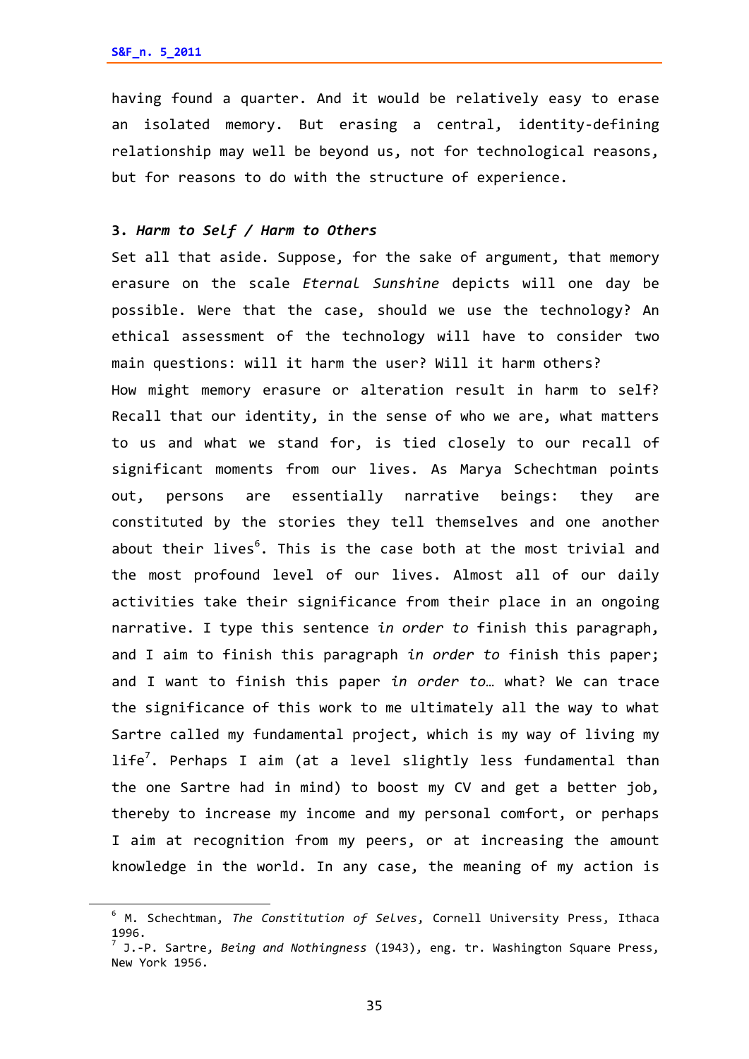having found a quarter. And it would be relatively easy to erase an isolated memory. But erasing a central, identity-defining relationship may well be beyond us, not for technological reasons, but for reasons to do with the structure of experience.

### 3. *Harm to Self / Harm to Others*

Set all that aside. Suppose, for the sake of argument, that memory erasure on the scale *Eternal Sunshine* depicts will one day be possible. Were that the case, should we use the technology? An ethical assessment of the technology will have to consider two main questions: will it harm the user? Will it harm others?

How might memory erasure or alteration result in harm to self? Recall that our identity, in the sense of who we are, what matters to us and what we stand for, is tied closely to our recall of significant moments from our lives. As Marya Schechtman points out, persons are essentially narrative beings: they are constituted by the stories they tell themselves and one another about their lives[6]. This is the case both at the most trivial and the most profound level of our lives. Almost all of our daily activities take their significance from their place in an ongoing narrative. I type this sentence *in order to* finish this paragraph, and I aim to finish this paragraph *in order to* finish this paper; and I want to finish this paper *in order to*… what? We can trace the significance of this work to me ultimately all the way to what Sartre called my fundamental project, which is my way of living my life[7]. Perhaps I aim (at a level slightly less fundamental than the one Sartre had in mind) to boost my CV and get a better job, thereby to increase my income and my personal comfort, or perhaps I aim at recognition from my peers, or at increasing the amount knowledge in the world. In any case, the meaning of my action is

---

[6] M. Schechtman, *The Constitution of Selves*, Cornell University Press, Ithaca 1996.

[7] J.-P. Sartre, *Being and Nothingness* (1943), eng. tr. Washington Square Press, New York 1956.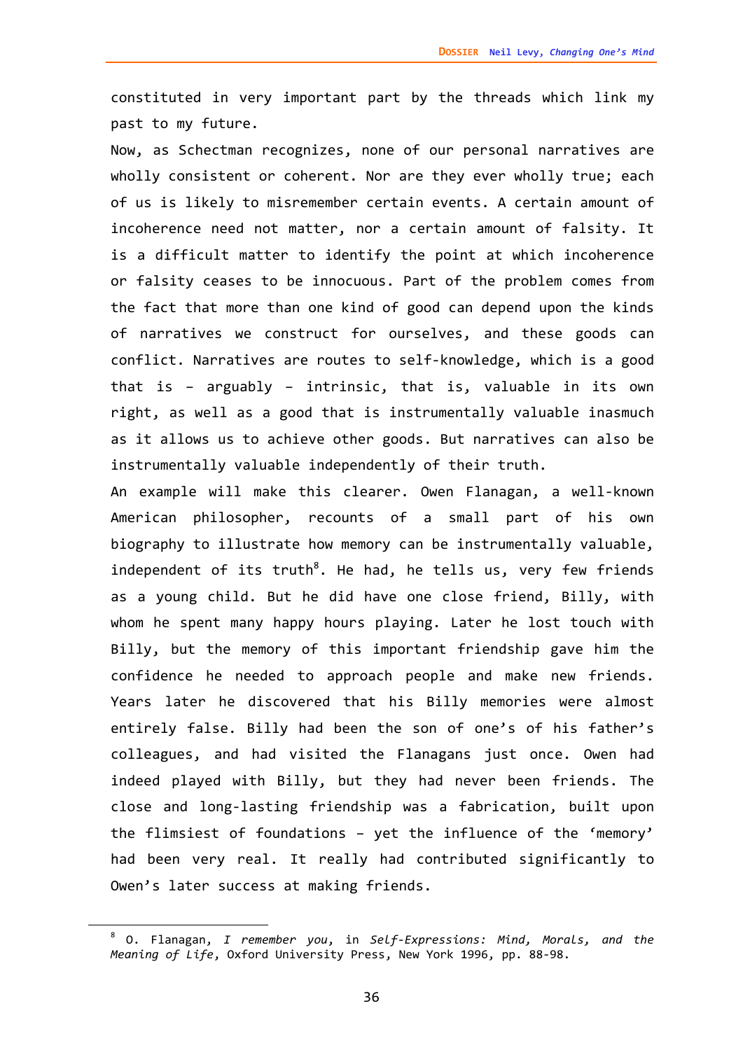constituted in very important part by the threads which link my past to my future.

Now, as Schectman recognizes, none of our personal narratives are wholly consistent or coherent. Nor are they ever wholly true; each of us is likely to misremember certain events. A certain amount of incoherence need not matter, nor a certain amount of falsity. It is a difficult matter to identify the point at which incoherence or falsity ceases to be innocuous. Part of the problem comes from the fact that more than one kind of good can depend upon the kinds of narratives we construct for ourselves, and these goods can conflict. Narratives are routes to self-knowledge, which is a good that is – arguably – intrinsic, that is, valuable in its own right, as well as a good that is instrumentally valuable inasmuch as it allows us to achieve other goods. But narratives can also be instrumentally valuable independently of their truth.

An example will make this clearer. Owen Flanagan, a well-known American philosopher, recounts of a small part of his own biography to illustrate how memory can be instrumentally valuable, independent of its truth[8]. He had, he tells us, very few friends as a young child. But he did have one close friend, Billy, with whom he spent many happy hours playing. Later he lost touch with Billy, but the memory of this important friendship gave him the confidence he needed to approach people and make new friends. Years later he discovered that his Billy memories were almost entirely false. Billy had been the son of one's of his father's colleagues, and had visited the Flanagans just once. Owen had indeed played with Billy, but they had never been friends. The close and long-lasting friendship was a fabrication, built upon the flimsiest of foundations – yet the influence of the 'memory' had been very real. It really had contributed significantly to Owen's later success at making friends.

---

[8] O. Flanagan, *I remember you*, in *Self-Expressions: Mind, Morals, and the Meaning of Life*, Oxford University Press, New York 1996, pp. 88-98.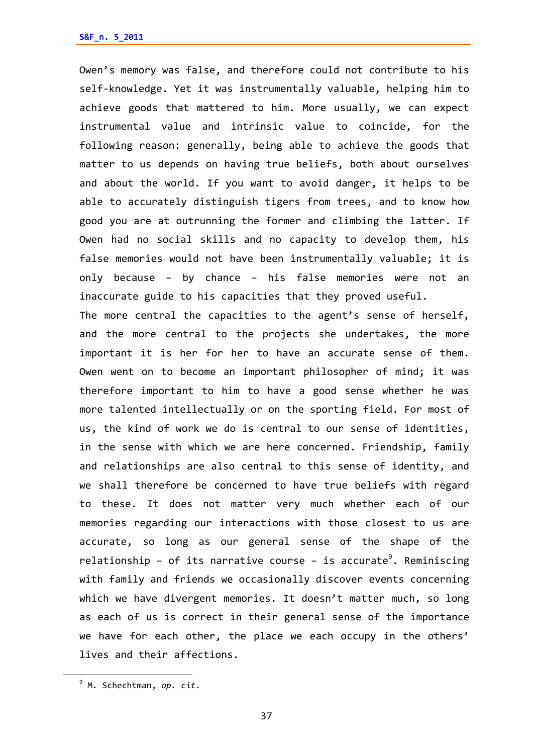Owen's memory was false, and therefore could not contribute to his self-knowledge. Yet it was instrumentally valuable, helping him to achieve goods that mattered to him. More usually, we can expect instrumental value and intrinsic value to coincide, for the following reason: generally, being able to achieve the goods that matter to us depends on having true beliefs, both about ourselves and about the world. If you want to avoid danger, it helps to be able to accurately distinguish tigers from trees, and to know how good you are at outrunning the former and climbing the latter. If Owen had no social skills and no capacity to develop them, his false memories would not have been instrumentally valuable; it is only because – by chance – his false memories were not an inaccurate guide to his capacities that they proved useful.

The more central the capacities to the agent's sense of herself, and the more central to the projects she undertakes, the more important it is her for her to have an accurate sense of them. Owen went on to become an important philosopher of mind; it was therefore important to him to have a good sense whether he was more talented intellectually or on the sporting field. For most of us, the kind of work we do is central to our sense of identities, in the sense with which we are here concerned. Friendship, family and relationships are also central to this sense of identity, and we shall therefore be concerned to have true beliefs with regard to these. It does not matter very much whether each of our memories regarding our interactions with those closest to us are accurate, so long as our general sense of the shape of the relationship – of its narrative course – is accurate[9]. Reminiscing with family and friends we occasionally discover events concerning which we have divergent memories. It doesn't matter much, so long as each of us is correct in their general sense of the importance we have for each other, the place we each occupy in the others' lives and their affections.

---

[9] M. Schechtman, *op. cit*.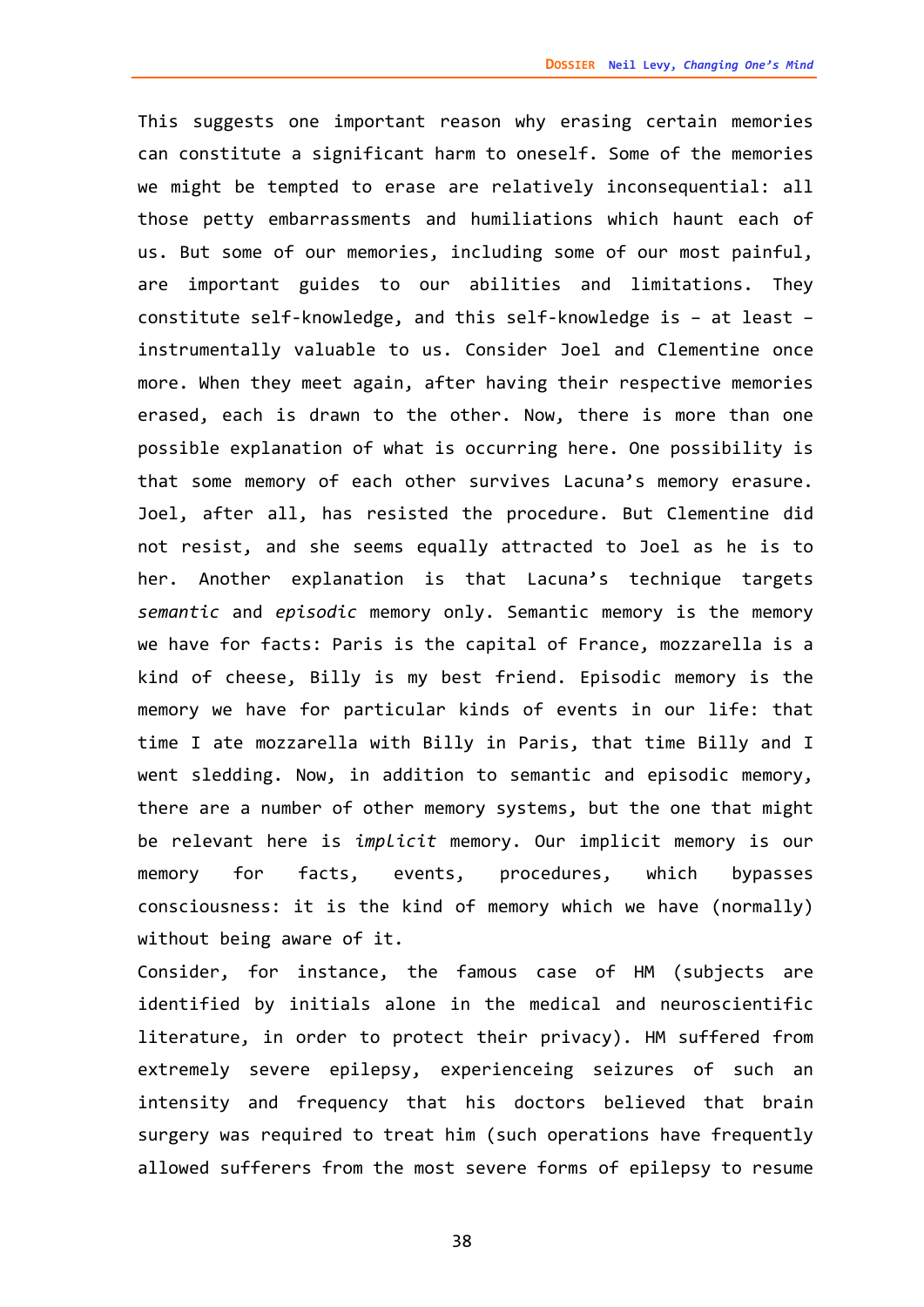This suggests one important reason why erasing certain memories can constitute a significant harm to oneself. Some of the memories we might be tempted to erase are relatively inconsequential: all those petty embarrassments and humiliations which haunt each of us. But some of our memories, including some of our most painful, are important guides to our abilities and limitations. They constitute self-knowledge, and this self-knowledge is – at least – instrumentally valuable to us. Consider Joel and Clementine once more. When they meet again, after having their respective memories erased, each is drawn to the other. Now, there is more than one possible explanation of what is occurring here. One possibility is that some memory of each other survives Lacuna's memory erasure. Joel, after all, has resisted the procedure. But Clementine did not resist, and she seems equally attracted to Joel as he is to her. Another explanation is that Lacuna's technique targets *semantic* and *episodic* memory only. Semantic memory is the memory we have for facts: Paris is the capital of France, mozzarella is a kind of cheese, Billy is my best friend. Episodic memory is the memory we have for particular kinds of events in our life: that time I ate mozzarella with Billy in Paris, that time Billy and I went sledding. Now, in addition to semantic and episodic memory, there are a number of other memory systems, but the one that might be relevant here is *implicit* memory. Our implicit memory is our memory for facts, events, procedures, which bypasses consciousness: it is the kind of memory which we have (normally) without being aware of it.

Consider, for instance, the famous case of HM (subjects are identified by initials alone in the medical and neuroscientific literature, in order to protect their privacy). HM suffered from extremely severe epilepsy, experienceing seizures of such an intensity and frequency that his doctors believed that brain surgery was required to treat him (such operations have frequently allowed sufferers from the most severe forms of epilepsy to resume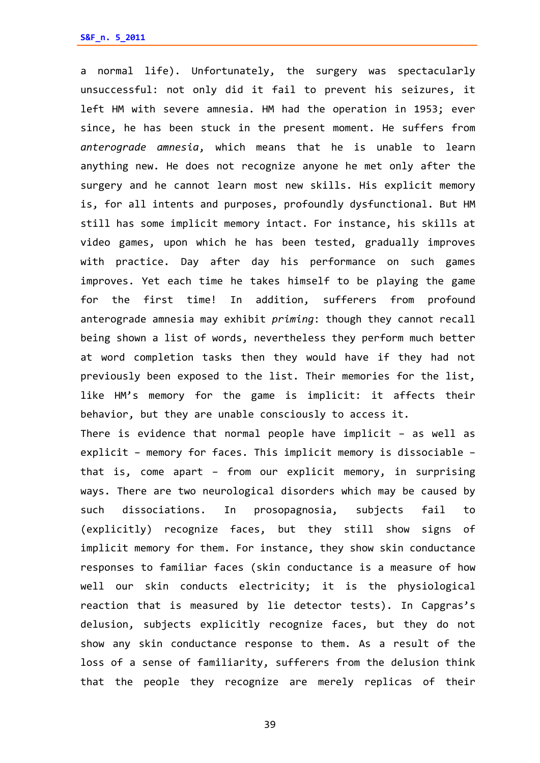a normal life). Unfortunately, the surgery was spectacularly unsuccessful: not only did it fail to prevent his seizures, it left HM with severe amnesia. HM had the operation in 1953; ever since, he has been stuck in the present moment. He suffers from *anterograde amnesia*, which means that he is unable to learn anything new. He does not recognize anyone he met only after the surgery and he cannot learn most new skills. His explicit memory is, for all intents and purposes, profoundly dysfunctional. But HM still has some implicit memory intact. For instance, his skills at video games, upon which he has been tested, gradually improves with practice. Day after day his performance on such games improves. Yet each time he takes himself to be playing the game for the first time! In addition, sufferers from profound anterograde amnesia may exhibit *priming*: though they cannot recall being shown a list of words, nevertheless they perform much better at word completion tasks then they would have if they had not previously been exposed to the list. Their memories for the list, like HM's memory for the game is implicit: it affects their behavior, but they are unable consciously to access it.

There is evidence that normal people have implicit – as well as explicit – memory for faces. This implicit memory is dissociable – that is, come apart – from our explicit memory, in surprising ways. There are two neurological disorders which may be caused by such dissociations. In prosopagnosia, subjects fail to (explicitly) recognize faces, but they still show signs of implicit memory for them. For instance, they show skin conductance responses to familiar faces (skin conductance is a measure of how well our skin conducts electricity; it is the physiological reaction that is measured by lie detector tests). In Capgras's delusion, subjects explicitly recognize faces, but they do not show any skin conductance response to them. As a result of the loss of a sense of familiarity, sufferers from the delusion think that the people they recognize are merely replicas of their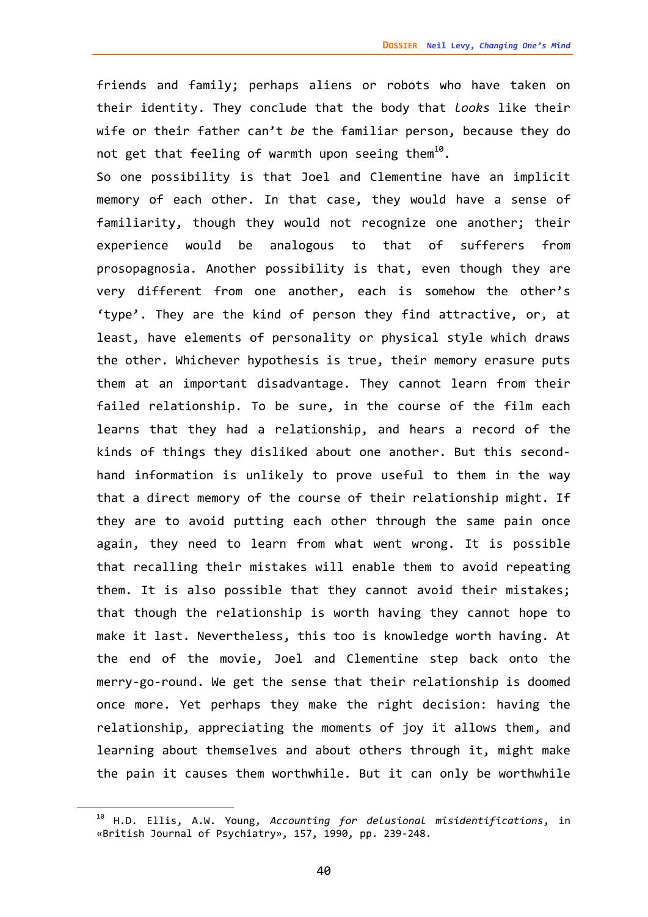friends and family; perhaps aliens or robots who have taken on their identity. They conclude that the body that *looks* like their wife or their father can't *be* the familiar person, because they do not get that feeling of warmth upon seeing them[10].

So one possibility is that Joel and Clementine have an implicit memory of each other. In that case, they would have a sense of familiarity, though they would not recognize one another; their experience would be analogous to that of sufferers from prosopagnosia. Another possibility is that, even though they are very different from one another, each is somehow the other's 'type'. They are the kind of person they find attractive, or, at least, have elements of personality or physical style which draws the other. Whichever hypothesis is true, their memory erasure puts them at an important disadvantage. They cannot learn from their failed relationship. To be sure, in the course of the film each learns that they had a relationship, and hears a record of the kinds of things they disliked about one another. But this second-hand information is unlikely to prove useful to them in the way that a direct memory of the course of their relationship might. If they are to avoid putting each other through the same pain once again, they need to learn from what went wrong. It is possible that recalling their mistakes will enable them to avoid repeating them. It is also possible that they cannot avoid their mistakes; that though the relationship is worth having they cannot hope to make it last. Nevertheless, this too is knowledge worth having. At the end of the movie, Joel and Clementine step back onto the merry-go-round. We get the sense that their relationship is doomed once more. Yet perhaps they make the right decision: having the relationship, appreciating the moments of joy it allows them, and learning about themselves and about others through it, might make the pain it causes them worthwhile. But it can only be worthwhile

---

[10] H.D. Ellis, A.W. Young, *Accounting for delusional misidentifications*, in «British Journal of Psychiatry», 157, 1990, pp. 239-248.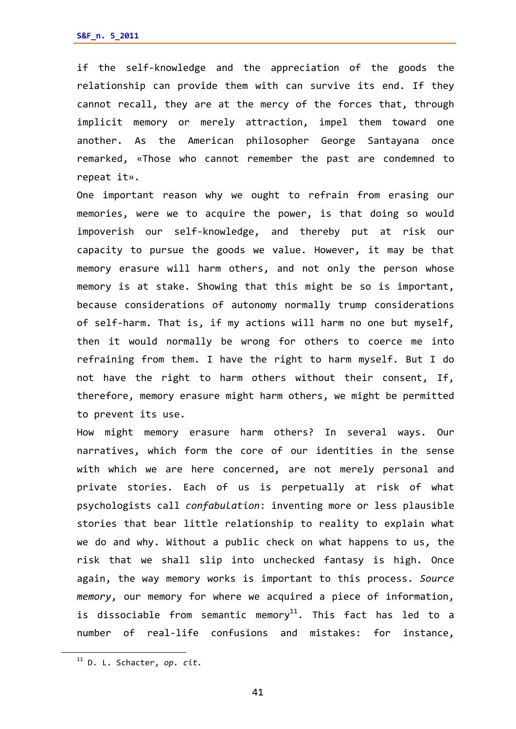if the self-knowledge and the appreciation of the goods the relationship can provide them with can survive its end. If they cannot recall, they are at the mercy of the forces that, through implicit memory or merely attraction, impel them toward one another. As the American philosopher George Santayana once remarked, «Those who cannot remember the past are condemned to repeat it».

One important reason why we ought to refrain from erasing our memories, were we to acquire the power, is that doing so would impoverish our self-knowledge, and thereby put at risk our capacity to pursue the goods we value. However, it may be that memory erasure will harm others, and not only the person whose memory is at stake. Showing that this might be so is important, because considerations of autonomy normally trump considerations of self-harm. That is, if my actions will harm no one but myself, then it would normally be wrong for others to coerce me into refraining from them. I have the right to harm myself. But I do not have the right to harm others without their consent, If, therefore, memory erasure might harm others, we might be permitted to prevent its use.

How might memory erasure harm others? In several ways. Our narratives, which form the core of our identities in the sense with which we are here concerned, are not merely personal and private stories. Each of us is perpetually at risk of what psychologists call *confabulation*: inventing more or less plausible stories that bear little relationship to reality to explain what we do and why. Without a public check on what happens to us, the risk that we shall slip into unchecked fantasy is high. Once again, the way memory works is important to this process. *Source memory*, our memory for where we acquired a piece of information, is dissociable from semantic memory[11]. This fact has led to a number of real-life confusions and mistakes: for instance,

[11] D. L. Schacter, *op. cit.*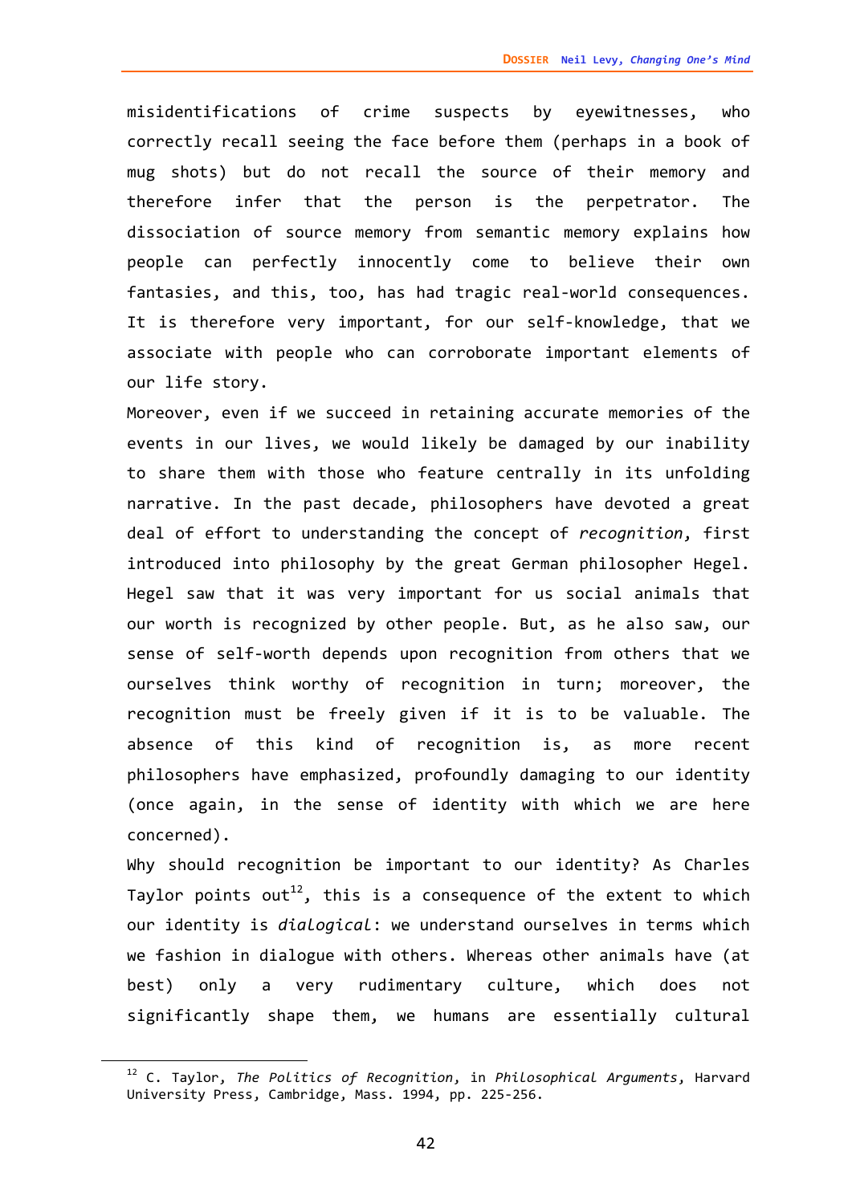misidentifications of crime suspects by eyewitnesses, who correctly recall seeing the face before them (perhaps in a book of mug shots) but do not recall the source of their memory and therefore infer that the person is the perpetrator. The dissociation of source memory from semantic memory explains how people can perfectly innocently come to believe their own fantasies, and this, too, has had tragic real-world consequences. It is therefore very important, for our self-knowledge, that we associate with people who can corroborate important elements of our life story.

Moreover, even if we succeed in retaining accurate memories of the events in our lives, we would likely be damaged by our inability to share them with those who feature centrally in its unfolding narrative. In the past decade, philosophers have devoted a great deal of effort to understanding the concept of *recognition*, first introduced into philosophy by the great German philosopher Hegel. Hegel saw that it was very important for us social animals that our worth is recognized by other people. But, as he also saw, our sense of self-worth depends upon recognition from others that we ourselves think worthy of recognition in turn; moreover, the recognition must be freely given if it is to be valuable. The absence of this kind of recognition is, as more recent philosophers have emphasized, profoundly damaging to our identity (once again, in the sense of identity with which we are here concerned).

Why should recognition be important to our identity? As Charles Taylor points out[12], this is a consequence of the extent to which our identity is *dialogical*: we understand ourselves in terms which we fashion in dialogue with others. Whereas other animals have (at best) only a very rudimentary culture, which does not significantly shape them, we humans are essentially cultural

---

[12] C. Taylor, *The Politics of Recognition*, in *Philosophical Arguments*, Harvard University Press, Cambridge, Mass. 1994, pp. 225-256.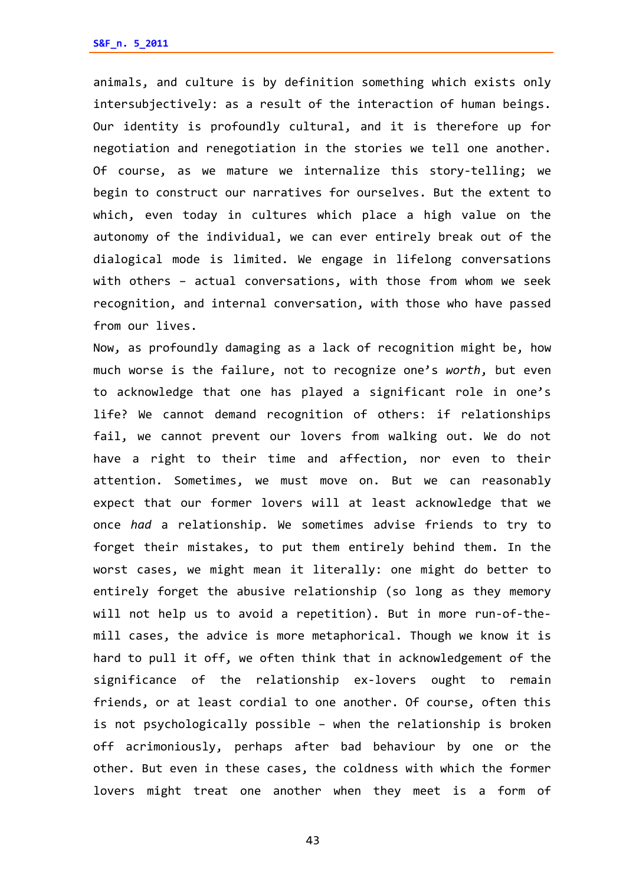animals, and culture is by definition something which exists only intersubjectively: as a result of the interaction of human beings. Our identity is profoundly cultural, and it is therefore up for negotiation and renegotiation in the stories we tell one another. Of course, as we mature we internalize this story-telling; we begin to construct our narratives for ourselves. But the extent to which, even today in cultures which place a high value on the autonomy of the individual, we can ever entirely break out of the dialogical mode is limited. We engage in lifelong conversations with others – actual conversations, with those from whom we seek recognition, and internal conversation, with those who have passed from our lives.

Now, as profoundly damaging as a lack of recognition might be, how much worse is the failure, not to recognize one's *worth*, but even to acknowledge that one has played a significant role in one's life? We cannot demand recognition of others: if relationships fail, we cannot prevent our lovers from walking out. We do not have a right to their time and affection, nor even to their attention. Sometimes, we must move on. But we can reasonably expect that our former lovers will at least acknowledge that we once *had* a relationship. We sometimes advise friends to try to forget their mistakes, to put them entirely behind them. In the worst cases, we might mean it literally: one might do better to entirely forget the abusive relationship (so long as they memory will not help us to avoid a repetition). But in more run-of-the-mill cases, the advice is more metaphorical. Though we know it is hard to pull it off, we often think that in acknowledgement of the significance of the relationship ex-lovers ought to remain friends, or at least cordial to one another. Of course, often this is not psychologically possible – when the relationship is broken off acrimoniously, perhaps after bad behaviour by one or the other. But even in these cases, the coldness with which the former lovers might treat one another when they meet is a form of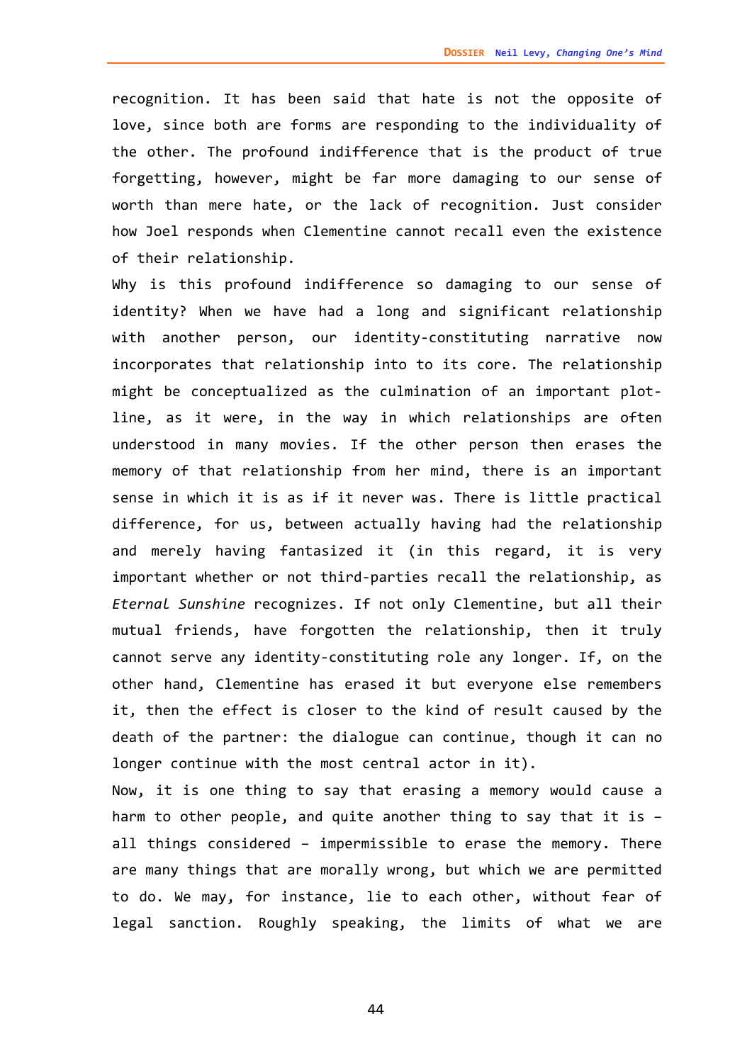recognition. It has been said that hate is not the opposite of love, since both are forms are responding to the individuality of the other. The profound indifference that is the product of true forgetting, however, might be far more damaging to our sense of worth than mere hate, or the lack of recognition. Just consider how Joel responds when Clementine cannot recall even the existence of their relationship.

Why is this profound indifference so damaging to our sense of identity? When we have had a long and significant relationship with another person, our identity-constituting narrative now incorporates that relationship into to its core. The relationship might be conceptualized as the culmination of an important plot-line, as it were, in the way in which relationships are often understood in many movies. If the other person then erases the memory of that relationship from her mind, there is an important sense in which it is as if it never was. There is little practical difference, for us, between actually having had the relationship and merely having fantasized it (in this regard, it is very important whether or not third-parties recall the relationship, as *Eternal Sunshine* recognizes. If not only Clementine, but all their mutual friends, have forgotten the relationship, then it truly cannot serve any identity-constituting role any longer. If, on the other hand, Clementine has erased it but everyone else remembers it, then the effect is closer to the kind of result caused by the death of the partner: the dialogue can continue, though it can no longer continue with the most central actor in it).

Now, it is one thing to say that erasing a memory would cause a harm to other people, and quite another thing to say that it is – all things considered – impermissible to erase the memory. There are many things that are morally wrong, but which we are permitted to do. We may, for instance, lie to each other, without fear of legal sanction. Roughly speaking, the limits of what we are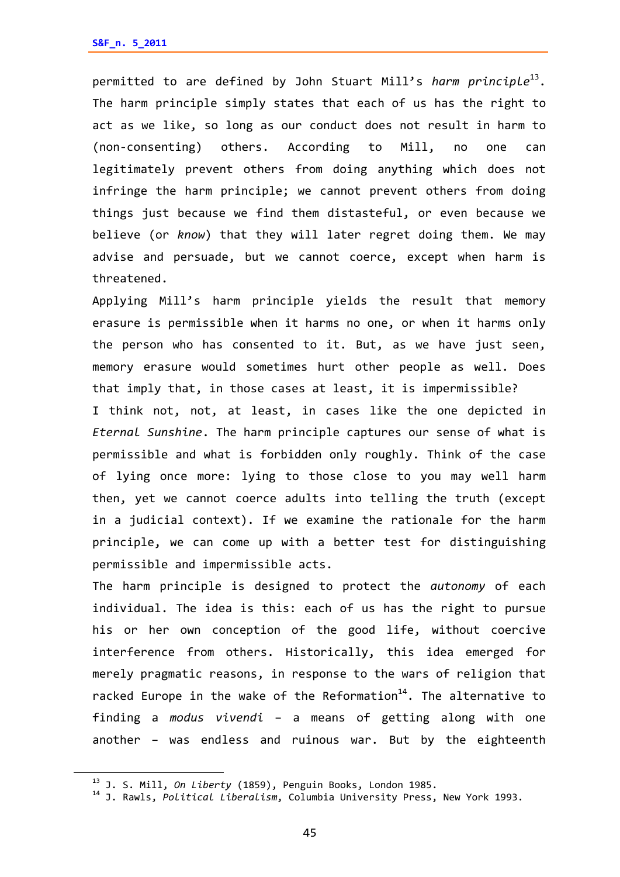permitted to are defined by John Stuart Mill's *harm principle*[13]. The harm principle simply states that each of us has the right to act as we like, so long as our conduct does not result in harm to (non-consenting) others. According to Mill, no one can legitimately prevent others from doing anything which does not infringe the harm principle; we cannot prevent others from doing things just because we find them distasteful, or even because we believe (or *know*) that they will later regret doing them. We may advise and persuade, but we cannot coerce, except when harm is threatened.

Applying Mill's harm principle yields the result that memory erasure is permissible when it harms no one, or when it harms only the person who has consented to it. But, as we have just seen, memory erasure would sometimes hurt other people as well. Does that imply that, in those cases at least, it is impermissible?

I think not, not, at least, in cases like the one depicted in *Eternal Sunshine*. The harm principle captures our sense of what is permissible and what is forbidden only roughly. Think of the case of lying once more: lying to those close to you may well harm then, yet we cannot coerce adults into telling the truth (except in a judicial context). If we examine the rationale for the harm principle, we can come up with a better test for distinguishing permissible and impermissible acts.

The harm principle is designed to protect the *autonomy* of each individual. The idea is this: each of us has the right to pursue his or her own conception of the good life, without coercive interference from others. Historically, this idea emerged for merely pragmatic reasons, in response to the wars of religion that racked Europe in the wake of the Reformation[14]. The alternative to finding a *modus vivendi* – a means of getting along with one another – was endless and ruinous war. But by the eighteenth

---

[13] J. S. Mill, *On Liberty* (1859), Penguin Books, London 1985.

[14] J. Rawls, *Political Liberalism*, Columbia University Press, New York 1993.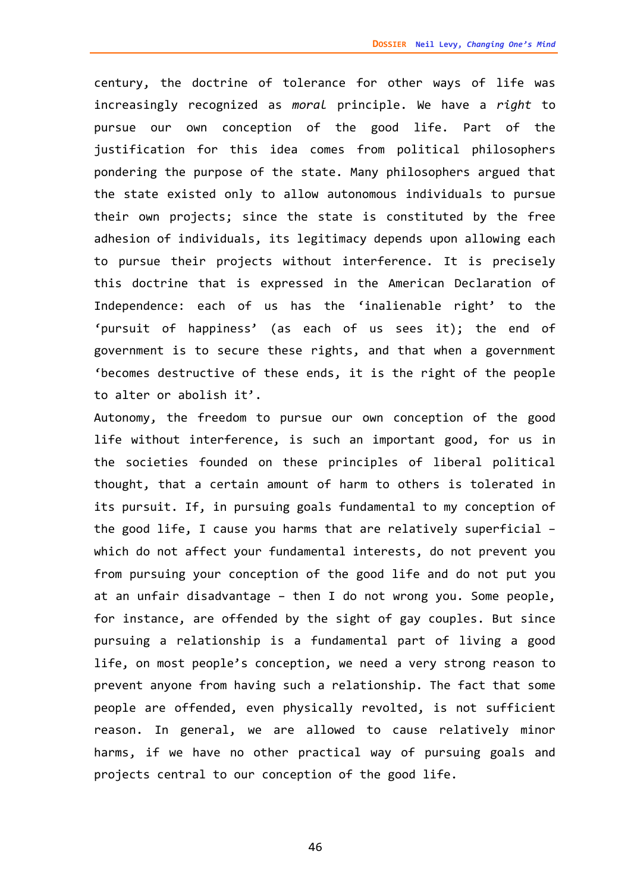century, the doctrine of tolerance for other ways of life was increasingly recognized as *moral* principle. We have a *right* to pursue our own conception of the good life. Part of the justification for this idea comes from political philosophers pondering the purpose of the state. Many philosophers argued that the state existed only to allow autonomous individuals to pursue their own projects; since the state is constituted by the free adhesion of individuals, its legitimacy depends upon allowing each to pursue their projects without interference. It is precisely this doctrine that is expressed in the American Declaration of Independence: each of us has the 'inalienable right' to the 'pursuit of happiness' (as each of us sees it); the end of government is to secure these rights, and that when a government 'becomes destructive of these ends, it is the right of the people to alter or abolish it'.

Autonomy, the freedom to pursue our own conception of the good life without interference, is such an important good, for us in the societies founded on these principles of liberal political thought, that a certain amount of harm to others is tolerated in its pursuit. If, in pursuing goals fundamental to my conception of the good life, I cause you harms that are relatively superficial – which do not affect your fundamental interests, do not prevent you from pursuing your conception of the good life and do not put you at an unfair disadvantage – then I do not wrong you. Some people, for instance, are offended by the sight of gay couples. But since pursuing a relationship is a fundamental part of living a good life, on most people's conception, we need a very strong reason to prevent anyone from having such a relationship. The fact that some people are offended, even physically revolted, is not sufficient reason. In general, we are allowed to cause relatively minor harms, if we have no other practical way of pursuing goals and projects central to our conception of the good life.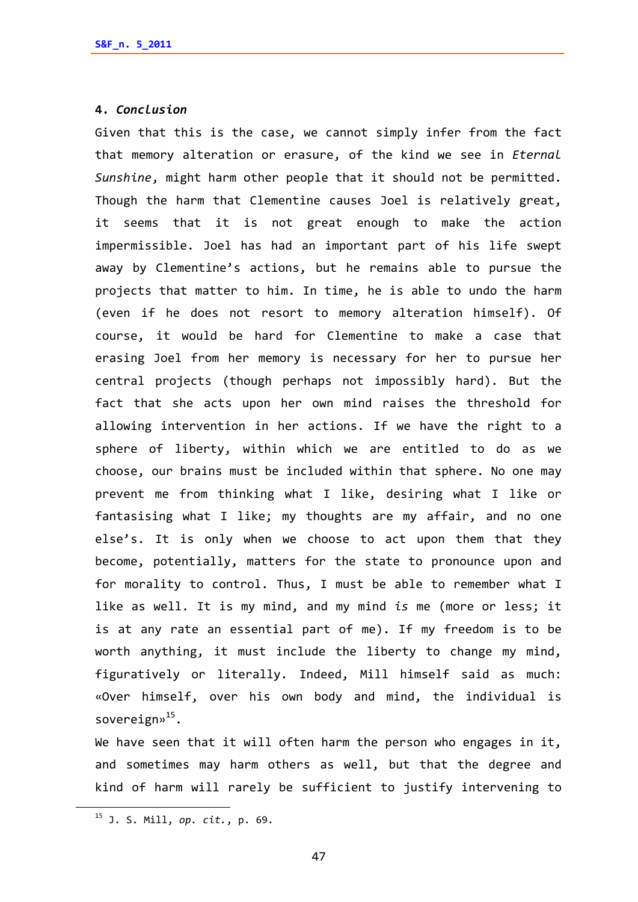### 4. *Conclusion*

Given that this is the case, we cannot simply infer from the fact that memory alteration or erasure, of the kind we see in *Eternal Sunshine*, might harm other people that it should not be permitted. Though the harm that Clementine causes Joel is relatively great, it seems that it is not great enough to make the action impermissible. Joel has had an important part of his life swept away by Clementine's actions, but he remains able to pursue the projects that matter to him. In time, he is able to undo the harm (even if he does not resort to memory alteration himself). Of course, it would be hard for Clementine to make a case that erasing Joel from her memory is necessary for her to pursue her central projects (though perhaps not impossibly hard). But the fact that she acts upon her own mind raises the threshold for allowing intervention in her actions. If we have the right to a sphere of liberty, within which we are entitled to do as we choose, our brains must be included within that sphere. No one may prevent me from thinking what I like, desiring what I like or fantasising what I like; my thoughts are my affair, and no one else's. It is only when we choose to act upon them that they become, potentially, matters for the state to pronounce upon and for morality to control. Thus, I must be able to remember what I like as well. It is my mind, and my mind *is* me (more or less; it is at any rate an essential part of me). If my freedom is to be worth anything, it must include the liberty to change my mind, figuratively or literally. Indeed, Mill himself said as much: «Over himself, over his own body and mind, the individual is sovereign»[15].

We have seen that it will often harm the person who engages in it, and sometimes may harm others as well, but that the degree and kind of harm will rarely be sufficient to justify intervening to

[15] J. S. Mill, *op. cit.*, p. 69.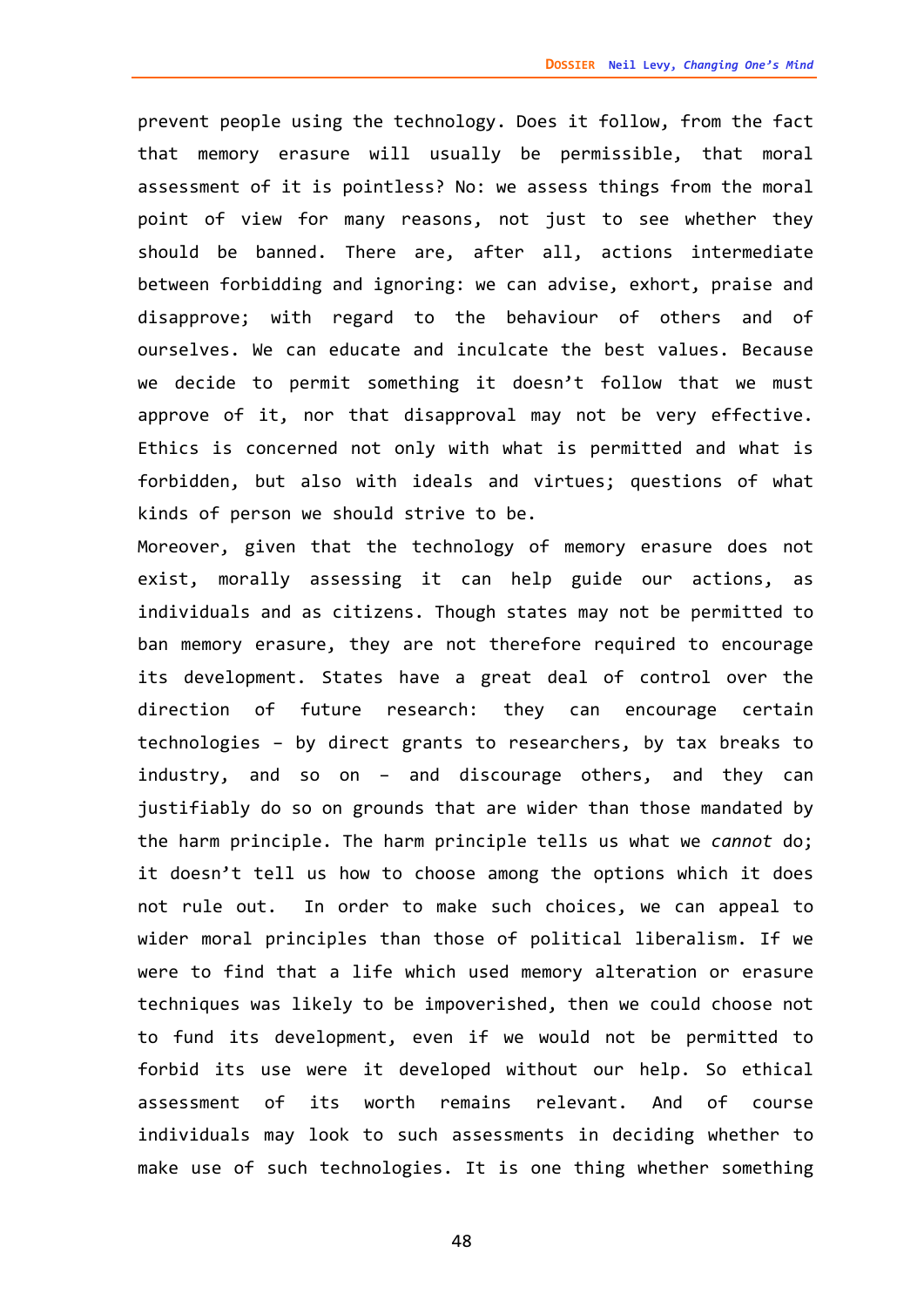prevent people using the technology. Does it follow, from the fact that memory erasure will usually be permissible, that moral assessment of it is pointless? No: we assess things from the moral point of view for many reasons, not just to see whether they should be banned. There are, after all, actions intermediate between forbidding and ignoring: we can advise, exhort, praise and disapprove; with regard to the behaviour of others and of ourselves. We can educate and inculcate the best values. Because we decide to permit something it doesn't follow that we must approve of it, nor that disapproval may not be very effective. Ethics is concerned not only with what is permitted and what is forbidden, but also with ideals and virtues; questions of what kinds of person we should strive to be.

Moreover, given that the technology of memory erasure does not exist, morally assessing it can help guide our actions, as individuals and as citizens. Though states may not be permitted to ban memory erasure, they are not therefore required to encourage its development. States have a great deal of control over the direction of future research: they can encourage certain technologies – by direct grants to researchers, by tax breaks to industry, and so on – and discourage others, and they can justifiably do so on grounds that are wider than those mandated by the harm principle. The harm principle tells us what we *cannot* do; it doesn't tell us how to choose among the options which it does not rule out. In order to make such choices, we can appeal to wider moral principles than those of political liberalism. If we were to find that a life which used memory alteration or erasure techniques was likely to be impoverished, then we could choose not to fund its development, even if we would not be permitted to forbid its use were it developed without our help. So ethical assessment of its worth remains relevant. And of course individuals may look to such assessments in deciding whether to make use of such technologies. It is one thing whether something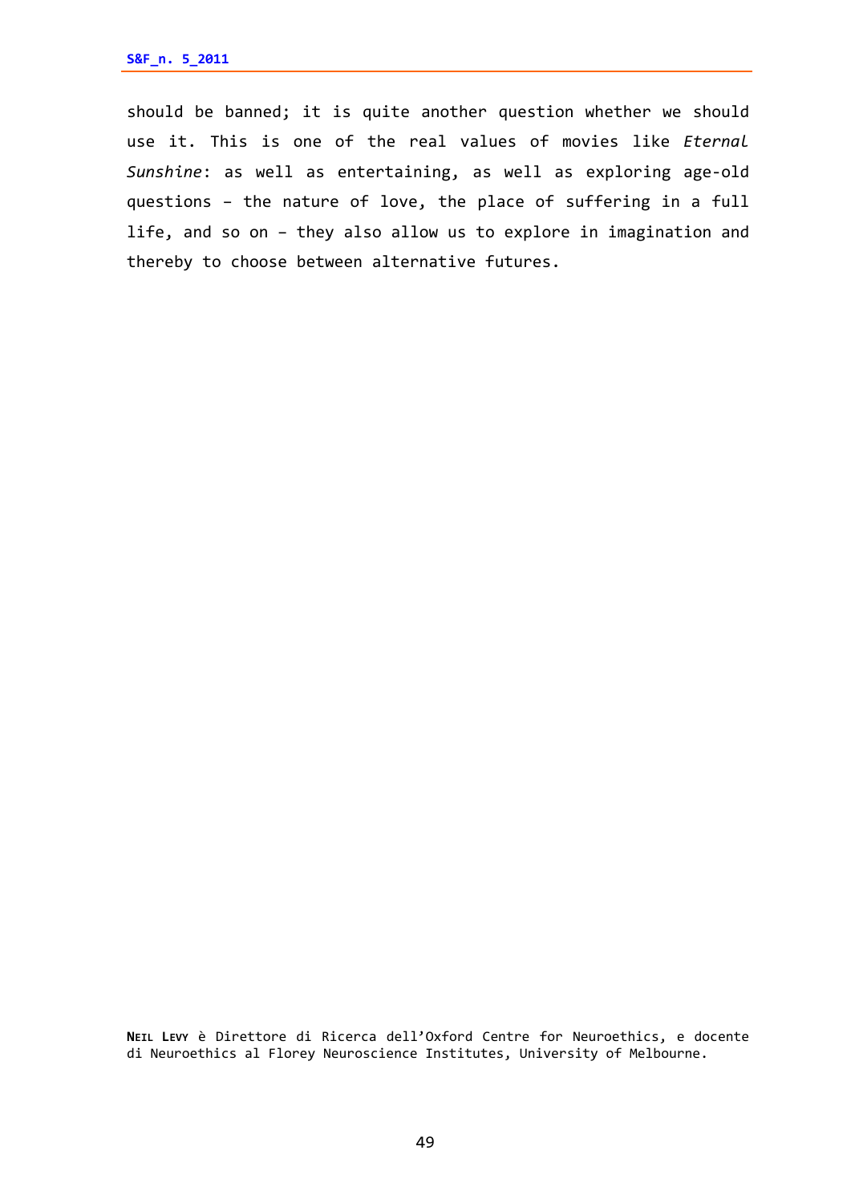should be banned; it is quite another question whether we should use it. This is one of the real values of movies like *Eternal Sunshine*: as well as entertaining, as well as exploring age-old questions – the nature of love, the place of suffering in a full life, and so on – they also allow us to explore in imagination and thereby to choose between alternative futures.

**Neil Levy** è Direttore di Ricerca dell'Oxford Centre for Neuroethics, e docente di Neuroethics al Florey Neuroscience Institutes, University of Melbourne.